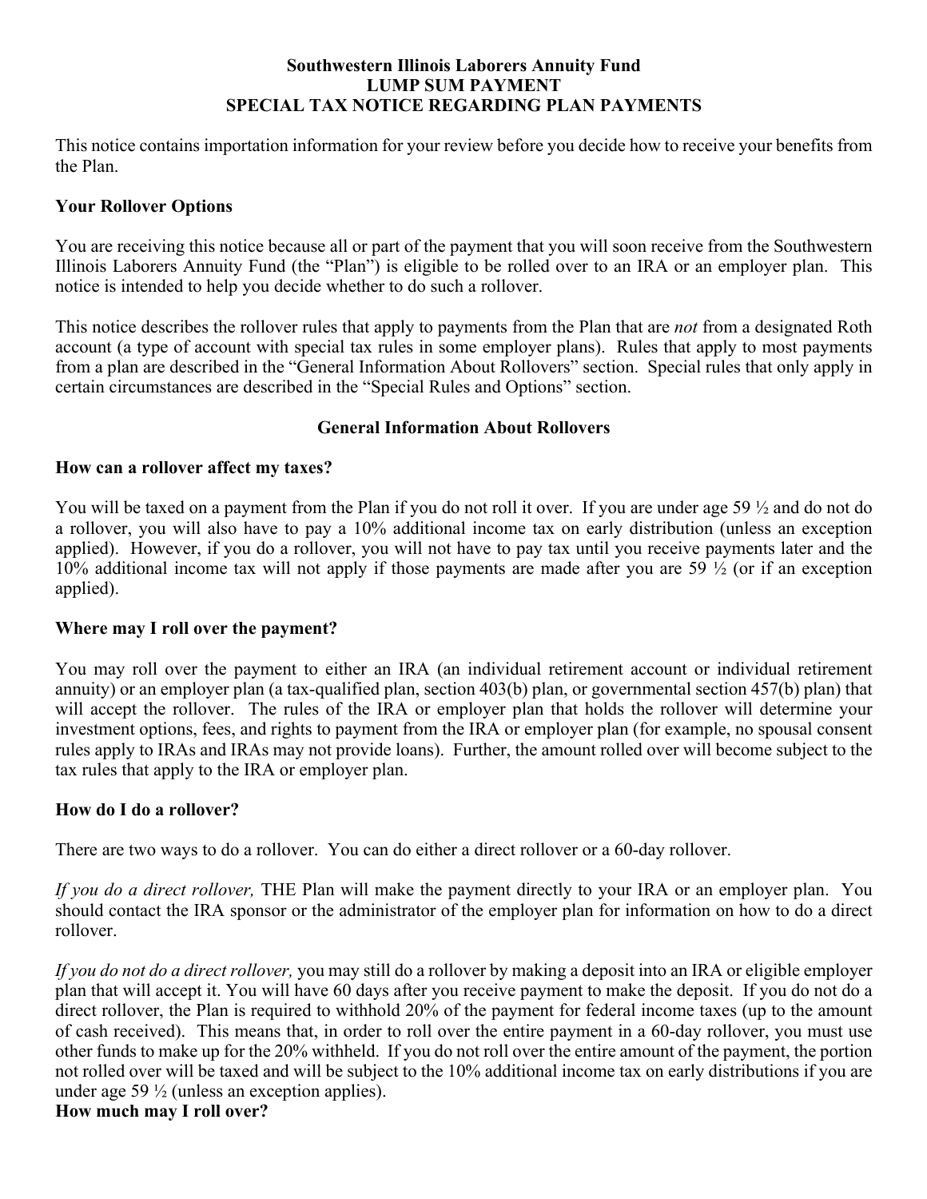**Southwestern Illinois Laborers Annuity Fund**
**LUMP SUM PAYMENT**
**SPECIAL TAX NOTICE REGARDING PLAN PAYMENTS**

This notice contains importation information for your review before you decide how to receive your benefits from the Plan.

## Your Rollover Options

You are receiving this notice because all or part of the payment that you will soon receive from the Southwestern Illinois Laborers Annuity Fund (the "Plan") is eligible to be rolled over to an IRA or an employer plan. This notice is intended to help you decide whether to do such a rollover.

This notice describes the rollover rules that apply to payments from the Plan that are *not* from a designated Roth account (a type of account with special tax rules in some employer plans). Rules that apply to most payments from a plan are described in the "General Information About Rollovers" section. Special rules that only apply in certain circumstances are described in the "Special Rules and Options" section.

## General Information About Rollovers

### How can a rollover affect my taxes?

You will be taxed on a payment from the Plan if you do not roll it over. If you are under age 59 ½ and do not do a rollover, you will also have to pay a 10% additional income tax on early distribution (unless an exception applied). However, if you do a rollover, you will not have to pay tax until you receive payments later and the 10% additional income tax will not apply if those payments are made after you are 59 ½ (or if an exception applied).

### Where may I roll over the payment?

You may roll over the payment to either an IRA (an individual retirement account or individual retirement annuity) or an employer plan (a tax-qualified plan, section 403(b) plan, or governmental section 457(b) plan) that will accept the rollover. The rules of the IRA or employer plan that holds the rollover will determine your investment options, fees, and rights to payment from the IRA or employer plan (for example, no spousal consent rules apply to IRAs and IRAs may not provide loans). Further, the amount rolled over will become subject to the tax rules that apply to the IRA or employer plan.

### How do I do a rollover?

There are two ways to do a rollover. You can do either a direct rollover or a 60-day rollover.

*If you do a direct rollover,* THE Plan will make the payment directly to your IRA or an employer plan. You should contact the IRA sponsor or the administrator of the employer plan for information on how to do a direct rollover.

*If you do not do a direct rollover,* you may still do a rollover by making a deposit into an IRA or eligible employer plan that will accept it. You will have 60 days after you receive payment to make the deposit. If you do not do a direct rollover, the Plan is required to withhold 20% of the payment for federal income taxes (up to the amount of cash received). This means that, in order to roll over the entire payment in a 60-day rollover, you must use other funds to make up for the 20% withheld. If you do not roll over the entire amount of the payment, the portion not rolled over will be taxed and will be subject to the 10% additional income tax on early distributions if you are under age 59 ½ (unless an exception applies).

### How much may I roll over?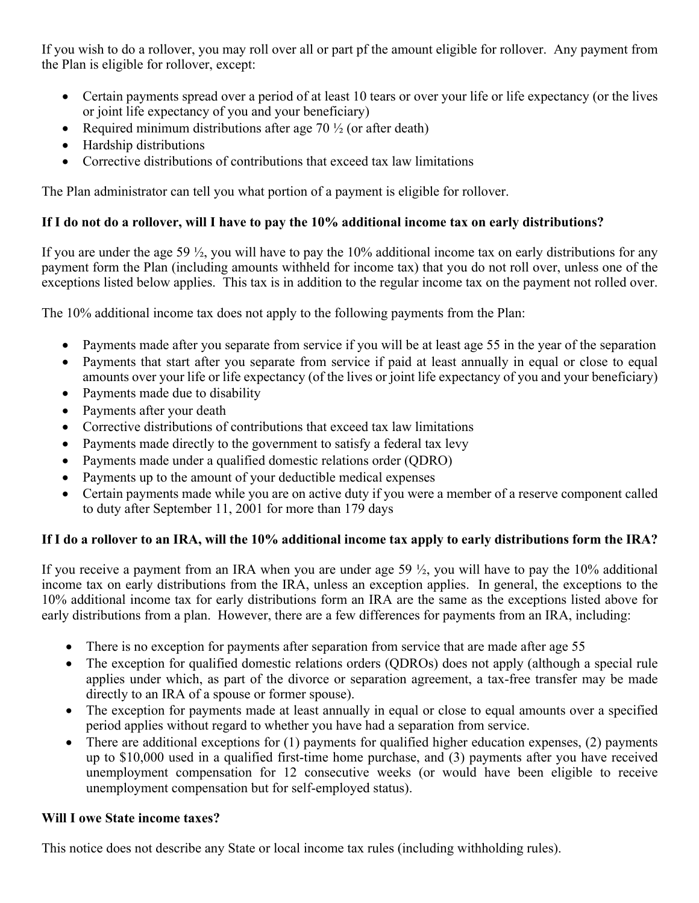If you wish to do a rollover, you may roll over all or part pf the amount eligible for rollover. Any payment from the Plan is eligible for rollover, except:

- Certain payments spread over a period of at least 10 tears or over your life or life expectancy (or the lives or joint life expectancy of you and your beneficiary)
- Required minimum distributions after age 70 ½ (or after death)
- Hardship distributions
- Corrective distributions of contributions that exceed tax law limitations

The Plan administrator can tell you what portion of a payment is eligible for rollover.

**If I do not do a rollover, will I have to pay the 10% additional income tax on early distributions?**

If you are under the age 59 ½, you will have to pay the 10% additional income tax on early distributions for any payment form the Plan (including amounts withheld for income tax) that you do not roll over, unless one of the exceptions listed below applies. This tax is in addition to the regular income tax on the payment not rolled over.

The 10% additional income tax does not apply to the following payments from the Plan:

- Payments made after you separate from service if you will be at least age 55 in the year of the separation
- Payments that start after you separate from service if paid at least annually in equal or close to equal amounts over your life or life expectancy (of the lives or joint life expectancy of you and your beneficiary)
- Payments made due to disability
- Payments after your death
- Corrective distributions of contributions that exceed tax law limitations
- Payments made directly to the government to satisfy a federal tax levy
- Payments made under a qualified domestic relations order (QDRO)
- Payments up to the amount of your deductible medical expenses
- Certain payments made while you are on active duty if you were a member of a reserve component called to duty after September 11, 2001 for more than 179 days

**If I do a rollover to an IRA, will the 10% additional income tax apply to early distributions form the IRA?**

If you receive a payment from an IRA when you are under age 59 ½, you will have to pay the 10% additional income tax on early distributions from the IRA, unless an exception applies. In general, the exceptions to the 10% additional income tax for early distributions form an IRA are the same as the exceptions listed above for early distributions from a plan. However, there are a few differences for payments from an IRA, including:

- There is no exception for payments after separation from service that are made after age 55
- The exception for qualified domestic relations orders (QDROs) does not apply (although a special rule applies under which, as part of the divorce or separation agreement, a tax-free transfer may be made directly to an IRA of a spouse or former spouse).
- The exception for payments made at least annually in equal or close to equal amounts over a specified period applies without regard to whether you have had a separation from service.
- There are additional exceptions for (1) payments for qualified higher education expenses, (2) payments up to $10,000 used in a qualified first-time home purchase, and (3) payments after you have received unemployment compensation for 12 consecutive weeks (or would have been eligible to receive unemployment compensation but for self-employed status).

**Will I owe State income taxes?**

This notice does not describe any State or local income tax rules (including withholding rules).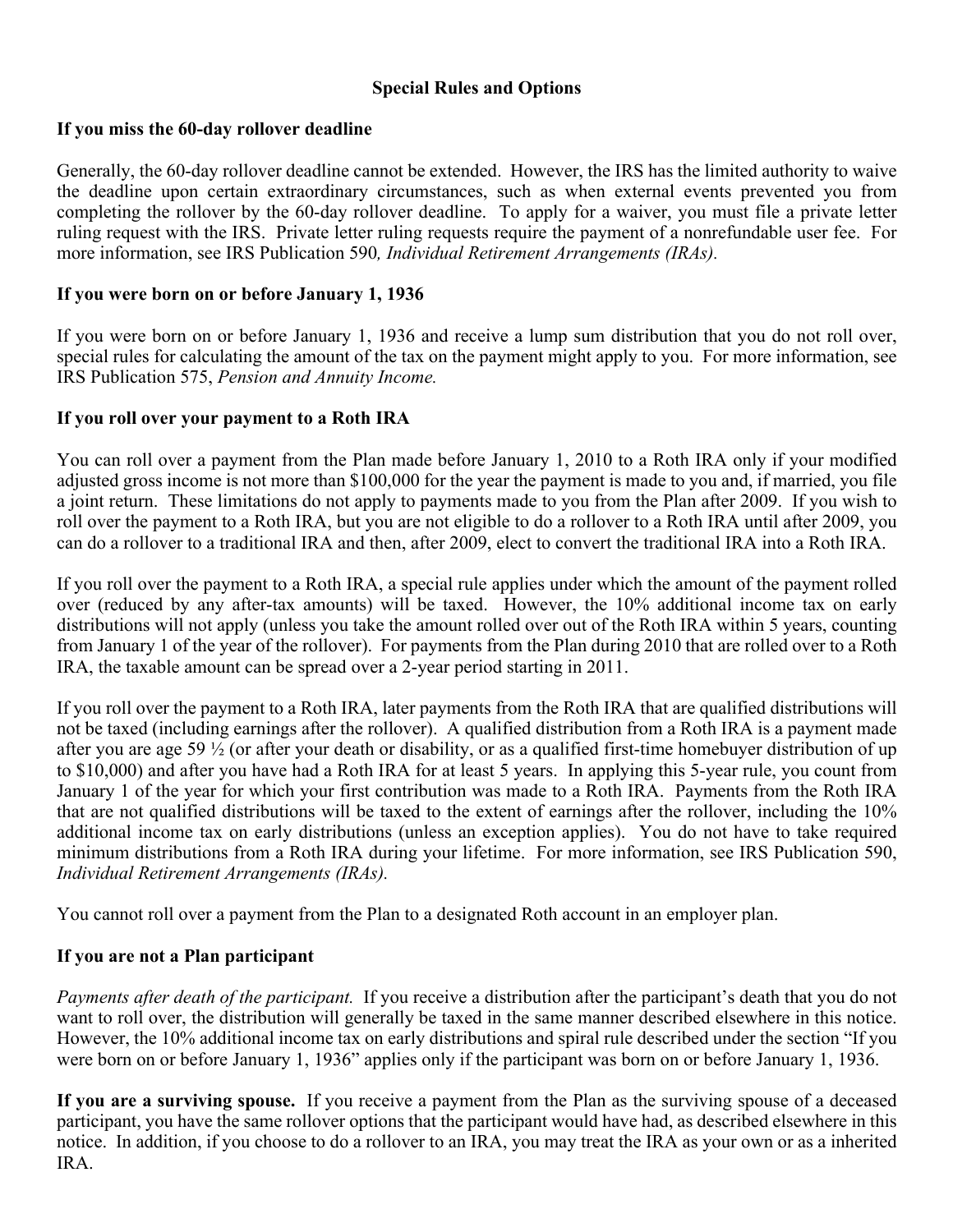## Special Rules and Options

### If you miss the 60-day rollover deadline

Generally, the 60-day rollover deadline cannot be extended. However, the IRS has the limited authority to waive the deadline upon certain extraordinary circumstances, such as when external events prevented you from completing the rollover by the 60-day rollover deadline. To apply for a waiver, you must file a private letter ruling request with the IRS. Private letter ruling requests require the payment of a nonrefundable user fee. For more information, see IRS Publication 590*, Individual Retirement Arrangements (IRAs).*

### If you were born on or before January 1, 1936

If you were born on or before January 1, 1936 and receive a lump sum distribution that you do not roll over, special rules for calculating the amount of the tax on the payment might apply to you. For more information, see IRS Publication 575, *Pension and Annuity Income.*

### If you roll over your payment to a Roth IRA

You can roll over a payment from the Plan made before January 1, 2010 to a Roth IRA only if your modified adjusted gross income is not more than $100,000 for the year the payment is made to you and, if married, you file a joint return. These limitations do not apply to payments made to you from the Plan after 2009. If you wish to roll over the payment to a Roth IRA, but you are not eligible to do a rollover to a Roth IRA until after 2009, you can do a rollover to a traditional IRA and then, after 2009, elect to convert the traditional IRA into a Roth IRA.

If you roll over the payment to a Roth IRA, a special rule applies under which the amount of the payment rolled over (reduced by any after-tax amounts) will be taxed. However, the 10% additional income tax on early distributions will not apply (unless you take the amount rolled over out of the Roth IRA within 5 years, counting from January 1 of the year of the rollover). For payments from the Plan during 2010 that are rolled over to a Roth IRA, the taxable amount can be spread over a 2-year period starting in 2011.

If you roll over the payment to a Roth IRA, later payments from the Roth IRA that are qualified distributions will not be taxed (including earnings after the rollover). A qualified distribution from a Roth IRA is a payment made after you are age 59 ½ (or after your death or disability, or as a qualified first-time homebuyer distribution of up to $10,000) and after you have had a Roth IRA for at least 5 years. In applying this 5-year rule, you count from January 1 of the year for which your first contribution was made to a Roth IRA. Payments from the Roth IRA that are not qualified distributions will be taxed to the extent of earnings after the rollover, including the 10% additional income tax on early distributions (unless an exception applies). You do not have to take required minimum distributions from a Roth IRA during your lifetime. For more information, see IRS Publication 590, *Individual Retirement Arrangements (IRAs).*

You cannot roll over a payment from the Plan to a designated Roth account in an employer plan.

### If you are not a Plan participant

*Payments after death of the participant.* If you receive a distribution after the participant's death that you do not want to roll over, the distribution will generally be taxed in the same manner described elsewhere in this notice. However, the 10% additional income tax on early distributions and spiral rule described under the section "If you were born on or before January 1, 1936" applies only if the participant was born on or before January 1, 1936.

**If you are a surviving spouse.** If you receive a payment from the Plan as the surviving spouse of a deceased participant, you have the same rollover options that the participant would have had, as described elsewhere in this notice. In addition, if you choose to do a rollover to an IRA, you may treat the IRA as your own or as a inherited IRA.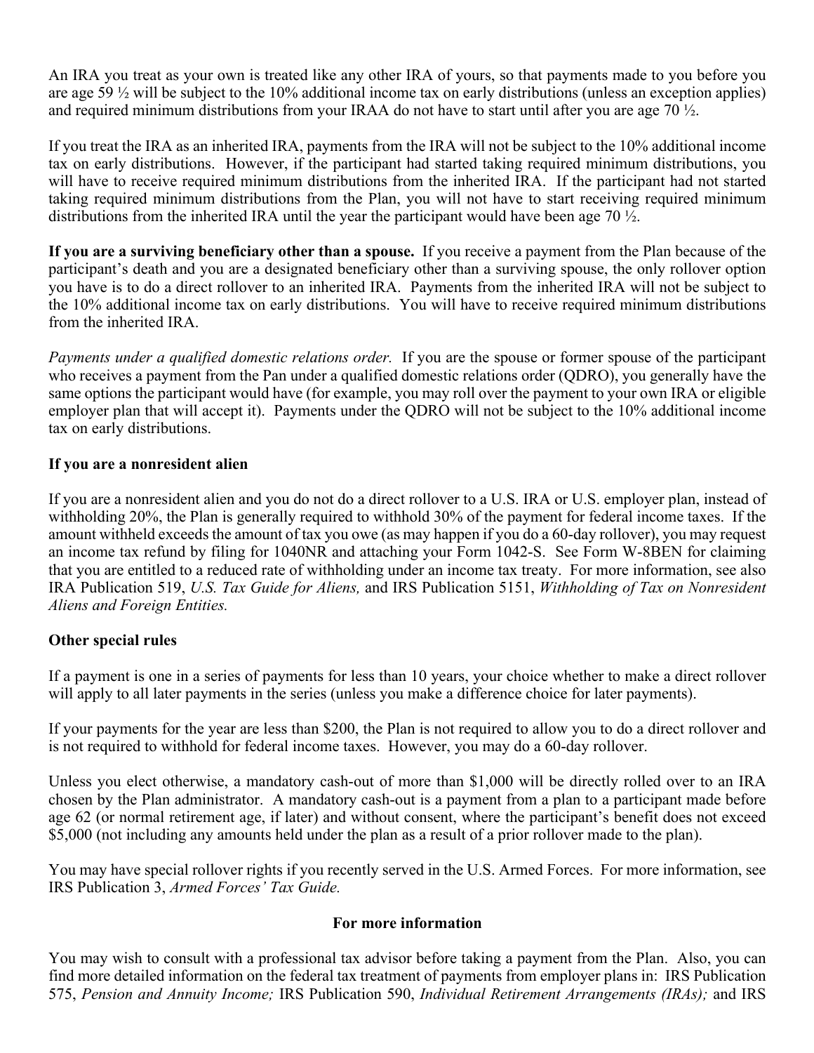An IRA you treat as your own is treated like any other IRA of yours, so that payments made to you before you are age 59 ½ will be subject to the 10% additional income tax on early distributions (unless an exception applies) and required minimum distributions from your IRAA do not have to start until after you are age 70 ½.

If you treat the IRA as an inherited IRA, payments from the IRA will not be subject to the 10% additional income tax on early distributions. However, if the participant had started taking required minimum distributions, you will have to receive required minimum distributions from the inherited IRA. If the participant had not started taking required minimum distributions from the Plan, you will not have to start receiving required minimum distributions from the inherited IRA until the year the participant would have been age 70 ½.

**If you are a surviving beneficiary other than a spouse.** If you receive a payment from the Plan because of the participant's death and you are a designated beneficiary other than a surviving spouse, the only rollover option you have is to do a direct rollover to an inherited IRA. Payments from the inherited IRA will not be subject to the 10% additional income tax on early distributions. You will have to receive required minimum distributions from the inherited IRA.

*Payments under a qualified domestic relations order.* If you are the spouse or former spouse of the participant who receives a payment from the Pan under a qualified domestic relations order (QDRO), you generally have the same options the participant would have (for example, you may roll over the payment to your own IRA or eligible employer plan that will accept it). Payments under the QDRO will not be subject to the 10% additional income tax on early distributions.

**If you are a nonresident alien**

If you are a nonresident alien and you do not do a direct rollover to a U.S. IRA or U.S. employer plan, instead of withholding 20%, the Plan is generally required to withhold 30% of the payment for federal income taxes. If the amount withheld exceeds the amount of tax you owe (as may happen if you do a 60-day rollover), you may request an income tax refund by filing for 1040NR and attaching your Form 1042-S. See Form W-8BEN for claiming that you are entitled to a reduced rate of withholding under an income tax treaty. For more information, see also IRA Publication 519, *U.S. Tax Guide for Aliens,* and IRS Publication 5151, *Withholding of Tax on Nonresident Aliens and Foreign Entities.*

**Other special rules**

If a payment is one in a series of payments for less than 10 years, your choice whether to make a direct rollover will apply to all later payments in the series (unless you make a difference choice for later payments).

If your payments for the year are less than $200, the Plan is not required to allow you to do a direct rollover and is not required to withhold for federal income taxes. However, you may do a 60-day rollover.

Unless you elect otherwise, a mandatory cash-out of more than $1,000 will be directly rolled over to an IRA chosen by the Plan administrator. A mandatory cash-out is a payment from a plan to a participant made before age 62 (or normal retirement age, if later) and without consent, where the participant's benefit does not exceed $5,000 (not including any amounts held under the plan as a result of a prior rollover made to the plan).

You may have special rollover rights if you recently served in the U.S. Armed Forces. For more information, see IRS Publication 3, *Armed Forces' Tax Guide.*

**For more information**

You may wish to consult with a professional tax advisor before taking a payment from the Plan. Also, you can find more detailed information on the federal tax treatment of payments from employer plans in: IRS Publication 575, *Pension and Annuity Income;* IRS Publication 590, *Individual Retirement Arrangements (IRAs);* and IRS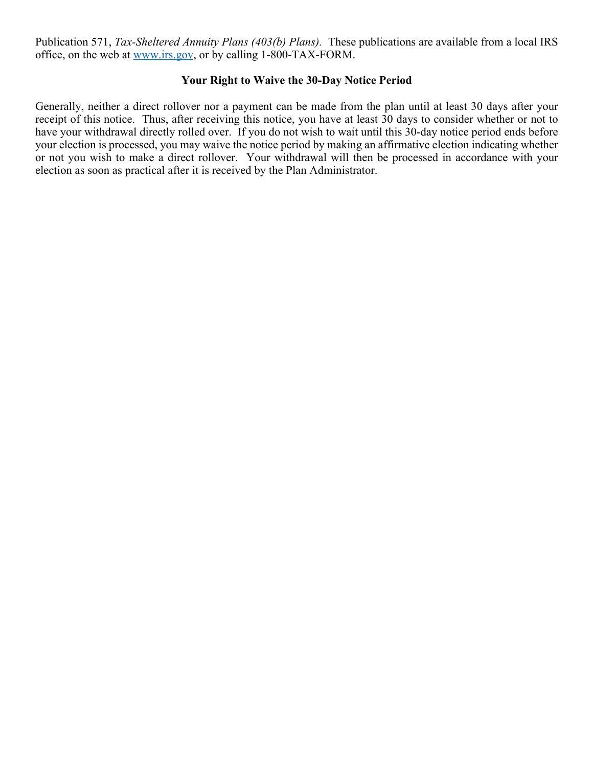Publication 571, *Tax-Sheltered Annuity Plans (403(b) Plans).* These publications are available from a local IRS office, on the web at www.irs.gov, or by calling 1-800-TAX-FORM.

**Your Right to Waive the 30-Day Notice Period**

Generally, neither a direct rollover nor a payment can be made from the plan until at least 30 days after your receipt of this notice. Thus, after receiving this notice, you have at least 30 days to consider whether or not to have your withdrawal directly rolled over. If you do not wish to wait until this 30-day notice period ends before your election is processed, you may waive the notice period by making an affirmative election indicating whether or not you wish to make a direct rollover. Your withdrawal will then be processed in accordance with your election as soon as practical after it is received by the Plan Administrator.